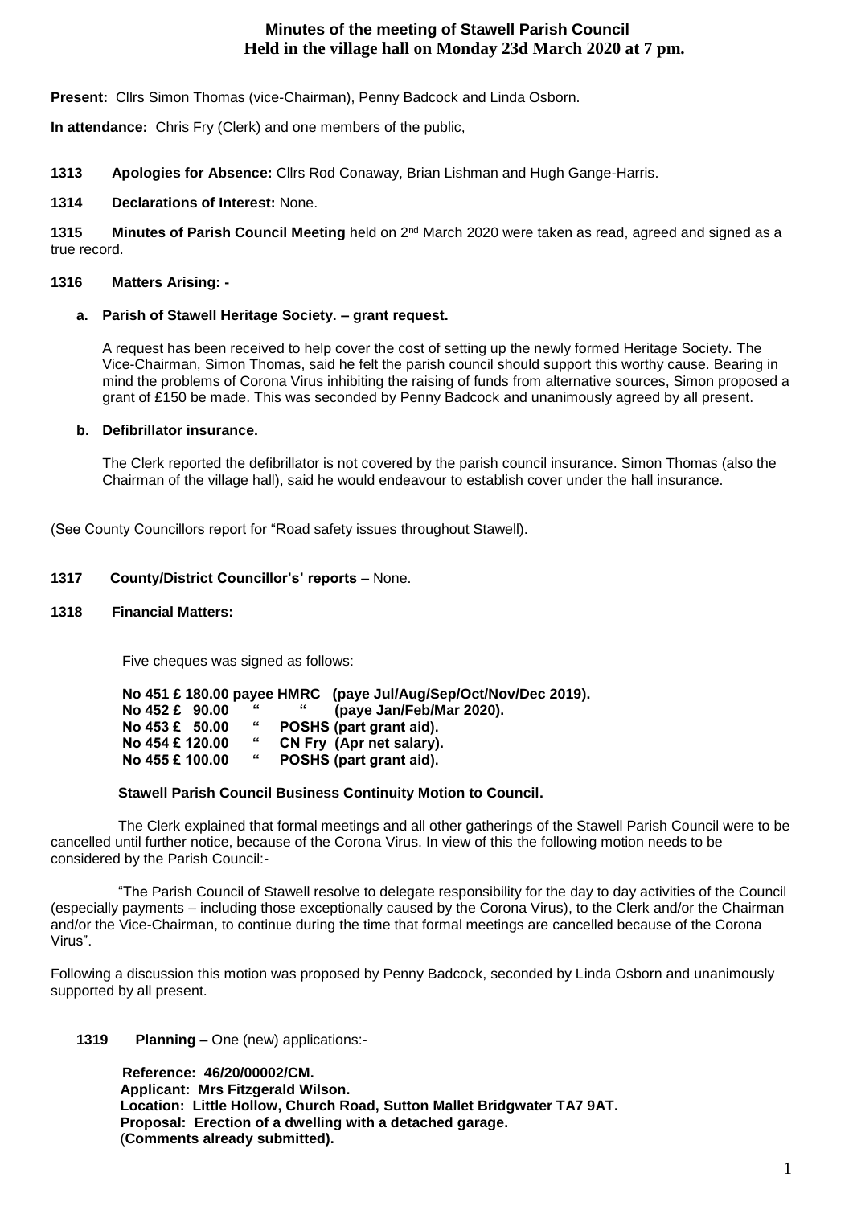# Minutes of the meeting of Stawell Parish Council
## Held in the village hall on Monday 23d March 2020 at 7 pm.

**Present:** Cllrs Simon Thomas (vice-Chairman), Penny Badcock and Linda Osborn.

**In attendance:** Chris Fry (Clerk) and one members of the public,

**1313 Apologies for Absence:** Cllrs Rod Conaway, Brian Lishman and Hugh Gange-Harris.

**1314 Declarations of Interest:** None.

**1315 Minutes of Parish Council Meeting** held on 2nd March 2020 were taken as read, agreed and signed as a true record.

**1316 Matters Arising: -**

**a. Parish of Stawell Heritage Society. – grant request.**

A request has been received to help cover the cost of setting up the newly formed Heritage Society. The Vice-Chairman, Simon Thomas, said he felt the parish council should support this worthy cause. Bearing in mind the problems of Corona Virus inhibiting the raising of funds from alternative sources, Simon proposed a grant of £150 be made. This was seconded by Penny Badcock and unanimously agreed by all present.

**b. Defibrillator insurance.**

The Clerk reported the defibrillator is not covered by the parish council insurance. Simon Thomas (also the Chairman of the village hall), said he would endeavour to establish cover under the hall insurance.

(See County Councillors report for "Road safety issues throughout Stawell).

**1317 County/District Councillor's' reports** – None.

**1318 Financial Matters:**

Five cheques was signed as follows:

**No 451 £ 180.00 payee HMRC (paye Jul/Aug/Sep/Oct/Nov/Dec 2019).**
**No 452 £ 90.00 " " (paye Jan/Feb/Mar 2020).**
**No 453 £ 50.00 " POSHS (part grant aid).**
**No 454 £ 120.00 " CN Fry (Apr net salary).**
**No 455 £ 100.00 " POSHS (part grant aid).**

**Stawell Parish Council Business Continuity Motion to Council.**

The Clerk explained that formal meetings and all other gatherings of the Stawell Parish Council were to be cancelled until further notice, because of the Corona Virus. In view of this the following motion needs to be considered by the Parish Council:-

"The Parish Council of Stawell resolve to delegate responsibility for the day to day activities of the Council (especially payments – including those exceptionally caused by the Corona Virus), to the Clerk and/or the Chairman and/or the Vice-Chairman, to continue during the time that formal meetings are cancelled because of the Corona Virus".

Following a discussion this motion was proposed by Penny Badcock, seconded by Linda Osborn and unanimously supported by all present.

**1319 Planning –** One (new) applications:-

**Reference: 46/20/00002/CM.**
**Applicant: Mrs Fitzgerald Wilson.**
**Location: Little Hollow, Church Road, Sutton Mallet Bridgwater TA7 9AT.**
**Proposal: Erection of a dwelling with a detached garage.**
(**Comments already submitted).**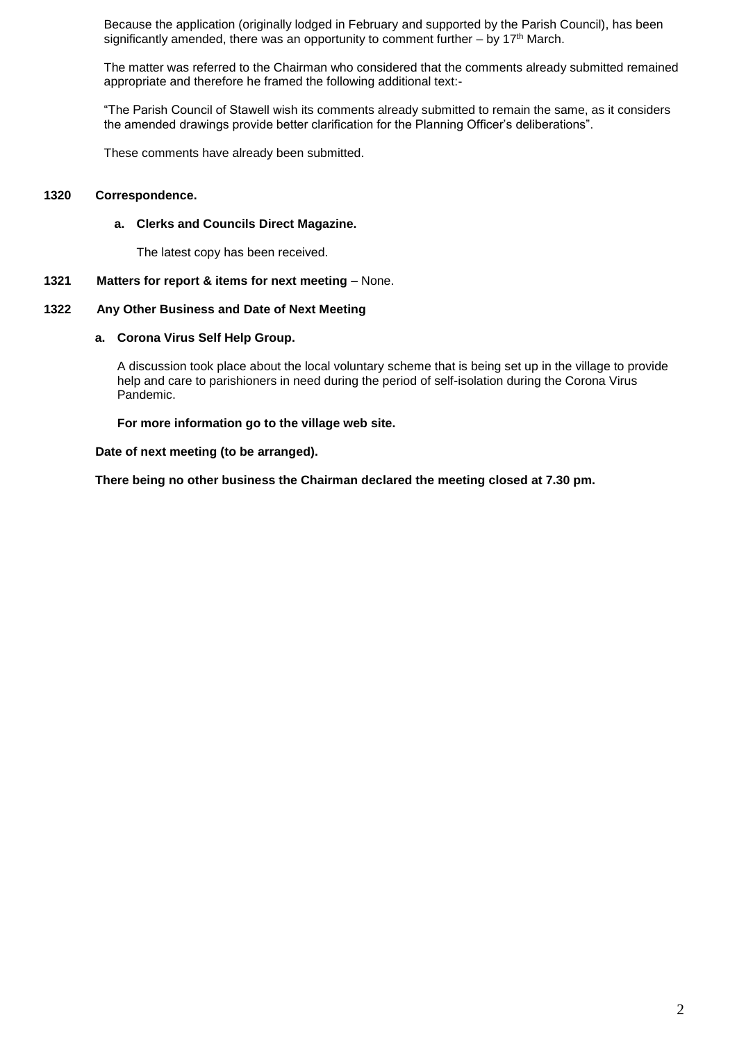Because the application (originally lodged in February and supported by the Parish Council), has been significantly amended, there was an opportunity to comment further – by 17th March.

The matter was referred to the Chairman who considered that the comments already submitted remained appropriate and therefore he framed the following additional text:-

"The Parish Council of Stawell wish its comments already submitted to remain the same, as it considers the amended drawings provide better clarification for the Planning Officer's deliberations".

These comments have already been submitted.

**1320 Correspondence.**

**a. Clerks and Councils Direct Magazine.**

The latest copy has been received.

**1321 Matters for report & items for next meeting** – None.

**1322 Any Other Business and Date of Next Meeting**

**a. Corona Virus Self Help Group.**

A discussion took place about the local voluntary scheme that is being set up in the village to provide help and care to parishioners in need during the period of self-isolation during the Corona Virus Pandemic.

**For more information go to the village web site.**

**Date of next meeting (to be arranged).**

**There being no other business the Chairman declared the meeting closed at 7.30 pm.**